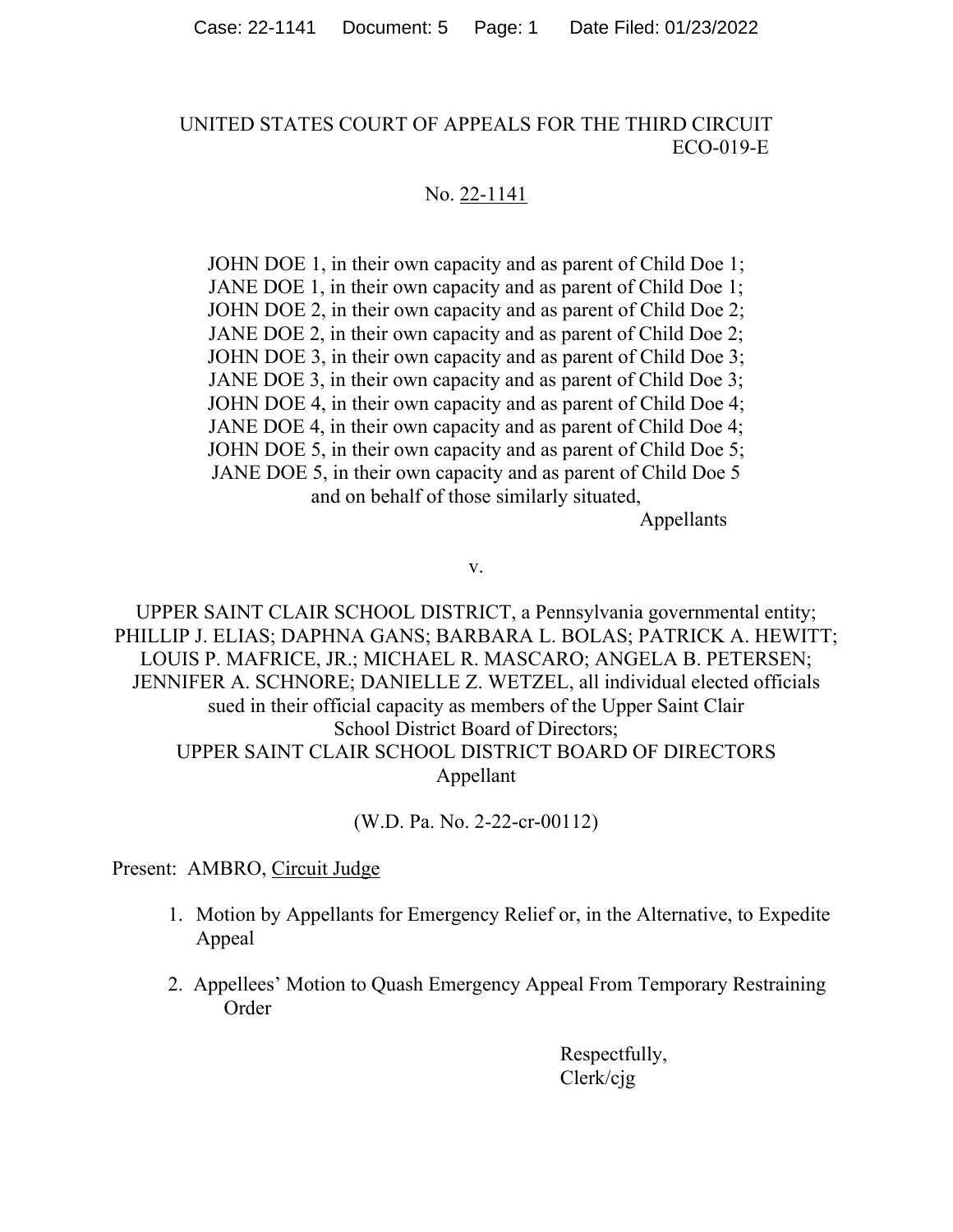UNITED STATES COURT OF APPEALS FOR THE THIRD CIRCUIT
ECO-019-E

No. 22-1141

JOHN DOE 1, in their own capacity and as parent of Child Doe 1;
JANE DOE 1, in their own capacity and as parent of Child Doe 1;
JOHN DOE 2, in their own capacity and as parent of Child Doe 2;
JANE DOE 2, in their own capacity and as parent of Child Doe 2;
JOHN DOE 3, in their own capacity and as parent of Child Doe 3;
JANE DOE 3, in their own capacity and as parent of Child Doe 3;
JOHN DOE 4, in their own capacity and as parent of Child Doe 4;
JANE DOE 4, in their own capacity and as parent of Child Doe 4;
JOHN DOE 5, in their own capacity and as parent of Child Doe 5;
JANE DOE 5, in their own capacity and as parent of Child Doe 5
and on behalf of those similarly situated,

Appellants

v.

UPPER SAINT CLAIR SCHOOL DISTRICT, a Pennsylvania governmental entity;
PHILLIP J. ELIAS; DAPHNA GANS; BARBARA L. BOLAS; PATRICK A. HEWITT;
LOUIS P. MAFRICE, JR.; MICHAEL R. MASCARO; ANGELA B. PETERSEN;
JENNIFER A. SCHNORE; DANIELLE Z. WETZEL, all individual elected officials
sued in their official capacity as members of the Upper Saint Clair
School District Board of Directors;
UPPER SAINT CLAIR SCHOOL DISTRICT BOARD OF DIRECTORS
Appellant

(W.D. Pa. No. 2-22-cr-00112)

Present: AMBRO, Circuit Judge

1. Motion by Appellants for Emergency Relief or, in the Alternative, to Expedite Appeal

2. Appellees' Motion to Quash Emergency Appeal From Temporary Restraining Order

Respectfully,
Clerk/cjg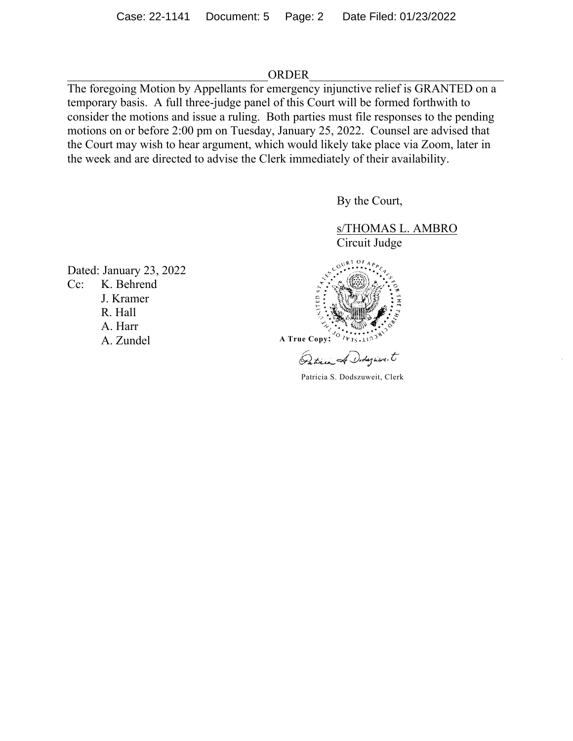## ORDER

The foregoing Motion by Appellants for emergency injunctive relief is GRANTED on a temporary basis. A full three-judge panel of this Court will be formed forthwith to consider the motions and issue a ruling. Both parties must file responses to the pending motions on or before 2:00 pm on Tuesday, January 25, 2022. Counsel are advised that the Court may wish to hear argument, which would likely take place via Zoom, later in the week and are directed to advise the Clerk immediately of their availability.

By the Court,

s/THOMAS L. AMBRO
Circuit Judge

Dated: January 23, 2022

Cc: K. Behrend
J. Kramer
R. Hall
A. Harr
A. Zundel

A True Copy:

Patricia S. Dodszuweit, Clerk